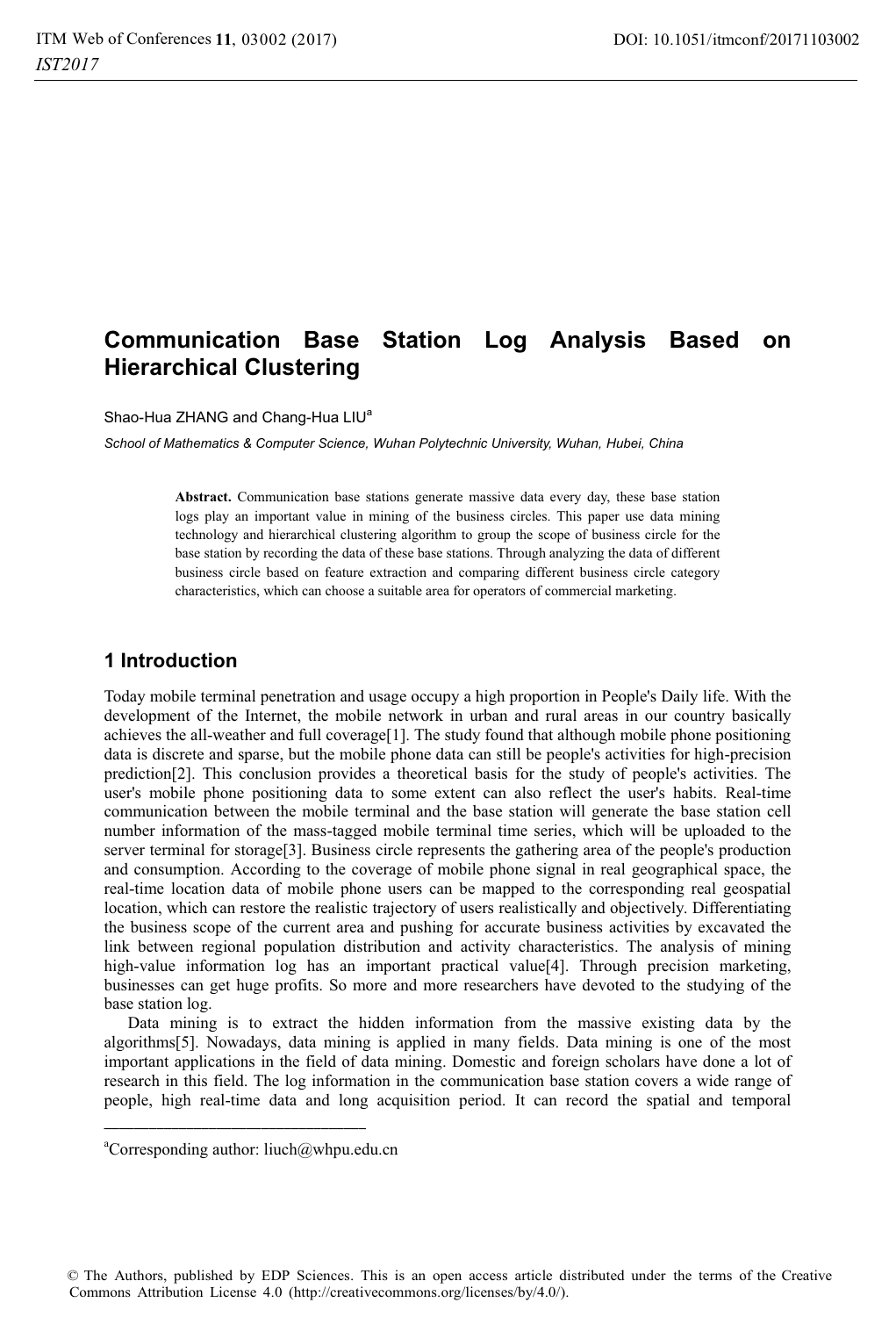# Communication Base Station Log Analysis Based on Hierarchical Clustering

Shao-Hua ZHANG and Chang-Hua LIU[a]

*School of Mathematics & Computer Science, Wuhan Polytechnic University, Wuhan, Hubei, China*

**Abstract.** Communication base stations generate massive data every day, these base station logs play an important value in mining of the business circles. This paper use data mining technology and hierarchical clustering algorithm to group the scope of business circle for the base station by recording the data of these base stations. Through analyzing the data of different business circle based on feature extraction and comparing different business circle category characteristics, which can choose a suitable area for operators of commercial marketing.

## 1 Introduction

Today mobile terminal penetration and usage occupy a high proportion in People's Daily life. With the development of the Internet, the mobile network in urban and rural areas in our country basically achieves the all-weather and full coverage[1]. The study found that although mobile phone positioning data is discrete and sparse, but the mobile phone data can still be people's activities for high-precision prediction[2]. This conclusion provides a theoretical basis for the study of people's activities. The user's mobile phone positioning data to some extent can also reflect the user's habits. Real-time communication between the mobile terminal and the base station will generate the base station cell number information of the mass-tagged mobile terminal time series, which will be uploaded to the server terminal for storage[3]. Business circle represents the gathering area of the people's production and consumption. According to the coverage of mobile phone signal in real geographical space, the real-time location data of mobile phone users can be mapped to the corresponding real geospatial location, which can restore the realistic trajectory of users realistically and objectively. Differentiating the business scope of the current area and pushing for accurate business activities by excavated the link between regional population distribution and activity characteristics. The analysis of mining high-value information log has an important practical value[4]. Through precision marketing, businesses can get huge profits. So more and more researchers have devoted to the studying of the base station log.

Data mining is to extract the hidden information from the massive existing data by the algorithms[5]. Nowadays, data mining is applied in many fields. Data mining is one of the most important applications in the field of data mining. Domestic and foreign scholars have done a lot of research in this field. The log information in the communication base station covers a wide range of people, high real-time data and long acquisition period. It can record the spatial and temporal

---

[a]Corresponding author: liuch@whpu.edu.cn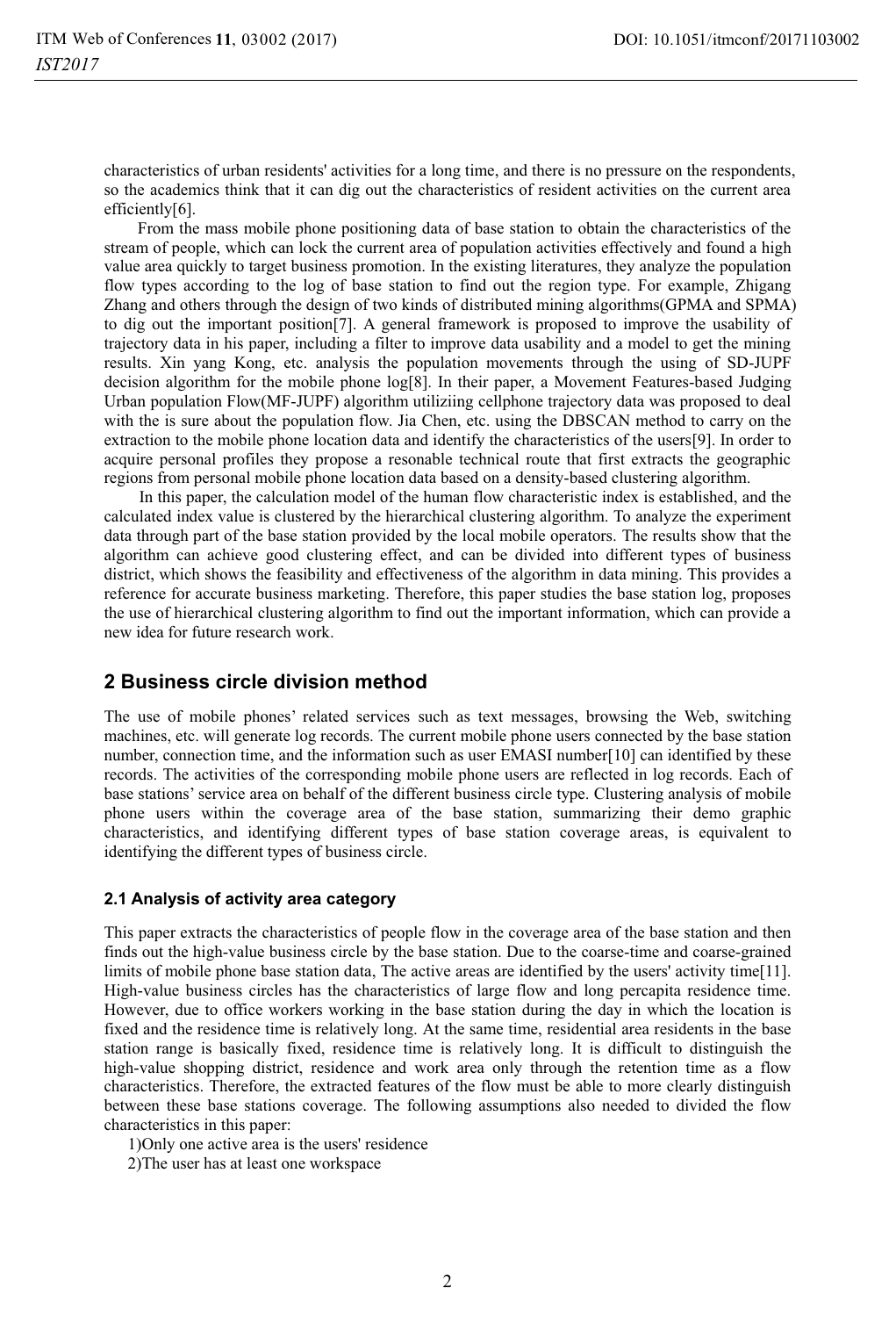characteristics of urban residents' activities for a long time, and there is no pressure on the respondents, so the academics think that it can dig out the characteristics of resident activities on the current area efficiently[6].

From the mass mobile phone positioning data of base station to obtain the characteristics of the stream of people, which can lock the current area of population activities effectively and found a high value area quickly to target business promotion. In the existing literatures, they analyze the population flow types according to the log of base station to find out the region type. For example, Zhigang Zhang and others through the design of two kinds of distributed mining algorithms(GPMA and SPMA) to dig out the important position[7]. A general framework is proposed to improve the usability of trajectory data in his paper, including a filter to improve data usability and a model to get the mining results. Xin yang Kong, etc. analysis the population movements through the using of SD-JUPF decision algorithm for the mobile phone log[8]. In their paper, a Movement Features-based Judging Urban population Flow(MF-JUPF) algorithm utiliziing cellphone trajectory data was proposed to deal with the is sure about the population flow. Jia Chen, etc. using the DBSCAN method to carry on the extraction to the mobile phone location data and identify the characteristics of the users[9]. In order to acquire personal profiles they propose a resonable technical route that first extracts the geographic regions from personal mobile phone location data based on a density-based clustering algorithm.

In this paper, the calculation model of the human flow characteristic index is established, and the calculated index value is clustered by the hierarchical clustering algorithm. To analyze the experiment data through part of the base station provided by the local mobile operators. The results show that the algorithm can achieve good clustering effect, and can be divided into different types of business district, which shows the feasibility and effectiveness of the algorithm in data mining. This provides a reference for accurate business marketing. Therefore, this paper studies the base station log, proposes the use of hierarchical clustering algorithm to find out the important information, which can provide a new idea for future research work.

## 2 Business circle division method

The use of mobile phones' related services such as text messages, browsing the Web, switching machines, etc. will generate log records. The current mobile phone users connected by the base station number, connection time, and the information such as user EMASI number[10] can identified by these records. The activities of the corresponding mobile phone users are reflected in log records. Each of base stations' service area on behalf of the different business circle type. Clustering analysis of mobile phone users within the coverage area of the base station, summarizing their demo graphic characteristics, and identifying different types of base station coverage areas, is equivalent to identifying the different types of business circle.

### 2.1 Analysis of activity area category

This paper extracts the characteristics of people flow in the coverage area of the base station and then finds out the high-value business circle by the base station. Due to the coarse-time and coarse-grained limits of mobile phone base station data, The active areas are identified by the users' activity time[11]. High-value business circles has the characteristics of large flow and long percapita residence time. However, due to office workers working in the base station during the day in which the location is fixed and the residence time is relatively long. At the same time, residential area residents in the base station range is basically fixed, residence time is relatively long. It is difficult to distinguish the high-value shopping district, residence and work area only through the retention time as a flow characteristics. Therefore, the extracted features of the flow must be able to more clearly distinguish between these base stations coverage. The following assumptions also needed to divided the flow characteristics in this paper:

1)Only one active area is the users' residence

2)The user has at least one workspace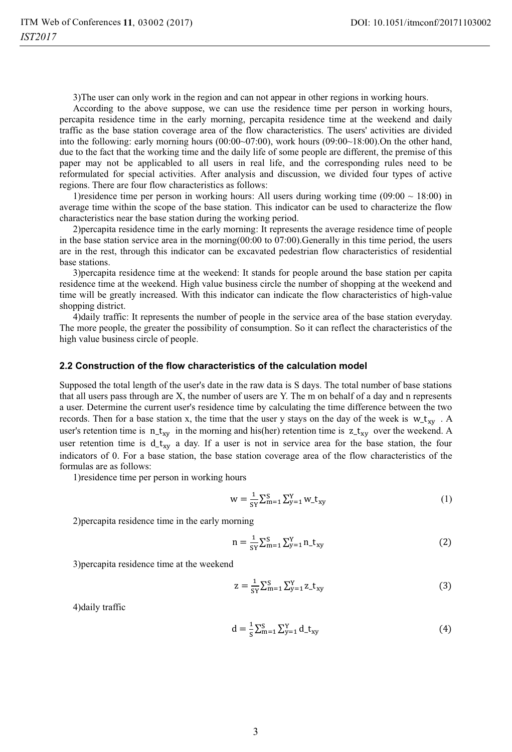3)The user can only work in the region and can not appear in other regions in working hours.

According to the above suppose, we can use the residence time per person in working hours, percapita residence time in the early morning, percapita residence time at the weekend and daily traffic as the base station coverage area of the flow characteristics. The users' activities are divided into the following: early morning hours (00:00~07:00), work hours (09:00~18:00).On the other hand, due to the fact that the working time and the daily life of some people are different, the premise of this paper may not be applicabled to all users in real life, and the corresponding rules need to be reformulated for special activities. After analysis and discussion, we divided four types of active regions. There are four flow characteristics as follows:

1)residence time per person in working hours: All users during working time (09:00 ~ 18:00) in average time within the scope of the base station. This indicator can be used to characterize the flow characteristics near the base station during the working period.

2)percapita residence time in the early morning: It represents the average residence time of people in the base station service area in the morning(00:00 to 07:00).Generally in this time period, the users are in the rest, through this indicator can be excavated pedestrian flow characteristics of residential base stations.

3)percapita residence time at the weekend: It stands for people around the base station per capita residence time at the weekend. High value business circle the number of shopping at the weekend and time will be greatly increased. With this indicator can indicate the flow characteristics of high-value shopping district.

4)daily traffic: It represents the number of people in the service area of the base station everyday. The more people, the greater the possibility of consumption. So it can reflect the characteristics of the high value business circle of people.

### 2.2 Construction of the flow characteristics of the calculation model

Supposed the total length of the user's date in the raw data is S days. The total number of base stations that all users pass through are X, the number of users are Y. The m on behalf of a day and n represents a user. Determine the current user's residence time by calculating the time difference between the two records. Then for a base station x, the time that the user y stays on the day of the week is $w\_t_{xy}$ . A user's retention time is $n\_t_{xy}$ in the morning and his(her) retention time is $z\_t_{xy}$ over the weekend. A user retention time is $d\_t_{xy}$ a day. If a user is not in service area for the base station, the four indicators of 0. For a base station, the base station coverage area of the flow characteristics of the formulas are as follows:

1)residence time per person in working hours

$$w = \frac{1}{SY}\sum_{m=1}^{S}\sum_{y=1}^{Y} w\_t_{xy} \tag{1}$$

2)percapita residence time in the early morning

$$n = \frac{1}{SY}\sum_{m=1}^{S}\sum_{y=1}^{Y} n\_t_{xy} \tag{2}$$

3)percapita residence time at the weekend

$$z = \frac{1}{SY}\sum_{m=1}^{S}\sum_{y=1}^{Y} z\_t_{xy} \tag{3}$$

4)daily traffic

$$d = \frac{1}{S}\sum_{m=1}^{S}\sum_{y=1}^{Y} d\_t_{xy} \tag{4}$$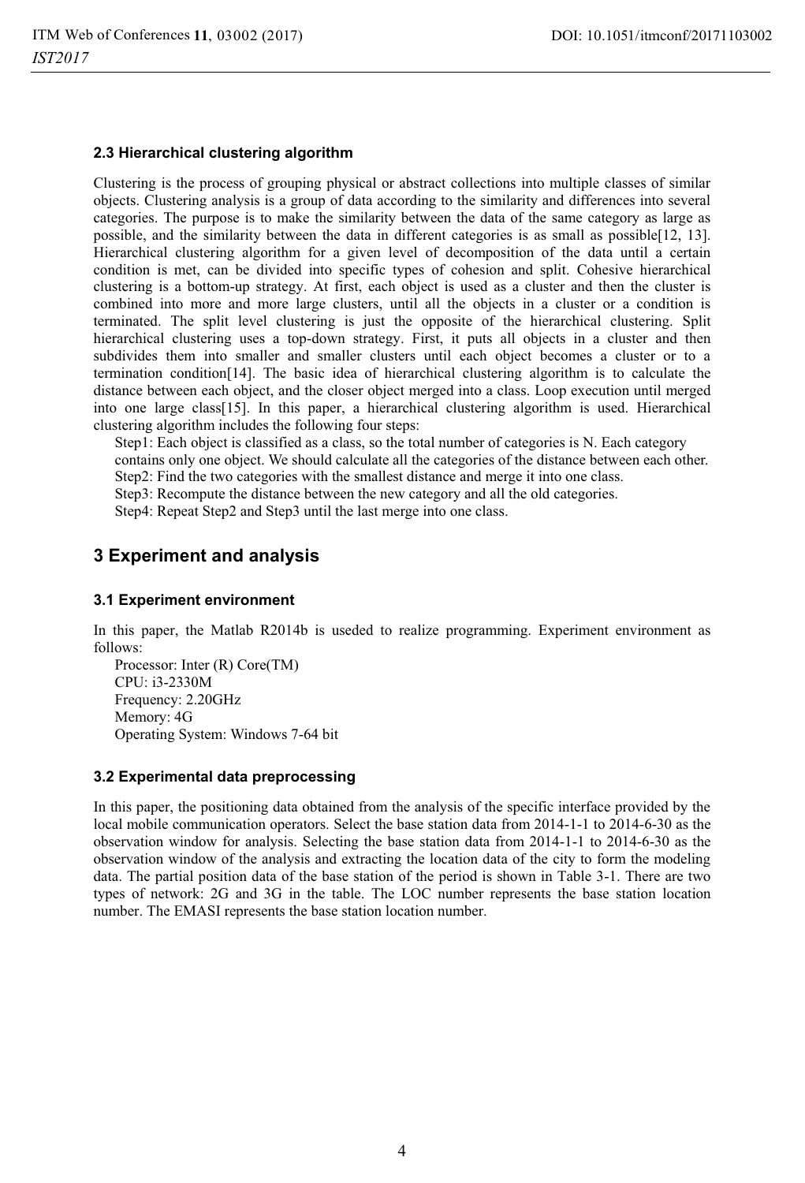### 2.3 Hierarchical clustering algorithm

Clustering is the process of grouping physical or abstract collections into multiple classes of similar objects. Clustering analysis is a group of data according to the similarity and differences into several categories. The purpose is to make the similarity between the data of the same category as large as possible, and the similarity between the data in different categories is as small as possible[12, 13]. Hierarchical clustering algorithm for a given level of decomposition of the data until a certain condition is met, can be divided into specific types of cohesion and split. Cohesive hierarchical clustering is a bottom-up strategy. At first, each object is used as a cluster and then the cluster is combined into more and more large clusters, until all the objects in a cluster or a condition is terminated. The split level clustering is just the opposite of the hierarchical clustering. Split hierarchical clustering uses a top-down strategy. First, it puts all objects in a cluster and then subdivides them into smaller and smaller clusters until each object becomes a cluster or to a termination condition[14]. The basic idea of hierarchical clustering algorithm is to calculate the distance between each object, and the closer object merged into a class. Loop execution until merged into one large class[15]. In this paper, a hierarchical clustering algorithm is used. Hierarchical clustering algorithm includes the following four steps:

Step1: Each object is classified as a class, so the total number of categories is N. Each category contains only one object. We should calculate all the categories of the distance between each other.

Step2: Find the two categories with the smallest distance and merge it into one class.

Step3: Recompute the distance between the new category and all the old categories.

Step4: Repeat Step2 and Step3 until the last merge into one class.

## 3 Experiment and analysis

### 3.1 Experiment environment

In this paper, the Matlab R2014b is useded to realize programming. Experiment environment as follows:

Processor: Inter (R) Core(TM)
CPU: i3-2330M
Frequency: 2.20GHz
Memory: 4G
Operating System: Windows 7-64 bit

### 3.2 Experimental data preprocessing

In this paper, the positioning data obtained from the analysis of the specific interface provided by the local mobile communication operators. Select the base station data from 2014-1-1 to 2014-6-30 as the observation window for analysis. Selecting the base station data from 2014-1-1 to 2014-6-30 as the observation window of the analysis and extracting the location data of the city to form the modeling data. The partial position data of the base station of the period is shown in Table 3-1. There are two types of network: 2G and 3G in the table. The LOC number represents the base station location number. The EMASI represents the base station location number.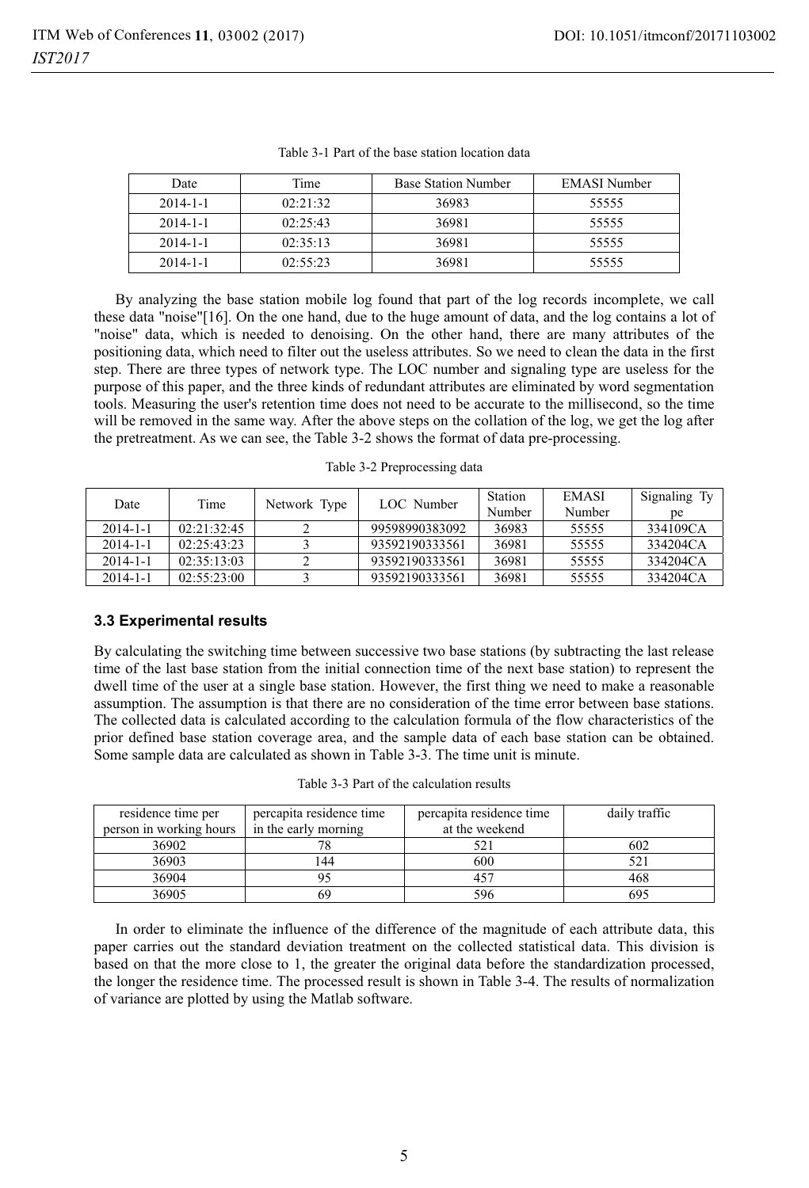Table 3-1 Part of the base station location data

| Date | Time | Base Station Number | EMASI Number |
|---|---|---|---|
| 2014-1-1 | 02:21:32 | 36983 | 55555 |
| 2014-1-1 | 02:25:43 | 36981 | 55555 |
| 2014-1-1 | 02:35:13 | 36981 | 55555 |
| 2014-1-1 | 02:55:23 | 36981 | 55555 |

By analyzing the base station mobile log found that part of the log records incomplete, we call these data "noise"[16]. On the one hand, due to the huge amount of data, and the log contains a lot of "noise" data, which is needed to denoising. On the other hand, there are many attributes of the positioning data, which need to filter out the useless attributes. So we need to clean the data in the first step. There are three types of network type. The LOC number and signaling type are useless for the purpose of this paper, and the three kinds of redundant attributes are eliminated by word segmentation tools. Measuring the user's retention time does not need to be accurate to the millisecond, so the time will be removed in the same way. After the above steps on the collation of the log, we get the log after the pretreatment. As we can see, the Table 3-2 shows the format of data pre-processing.

Table 3-2 Preprocessing data

| Date | Time | Network Type | LOC Number | Station Number | EMASI Number | Signaling Type |
|---|---|---|---|---|---|---|
| 2014-1-1 | 02:21:32:45 | 2 | 99598990383092 | 36983 | 55555 | 334109CA |
| 2014-1-1 | 02:25:43:23 | 3 | 93592190333561 | 36981 | 55555 | 334204CA |
| 2014-1-1 | 02:35:13:03 | 2 | 93592190333561 | 36981 | 55555 | 334204CA |
| 2014-1-1 | 02:55:23:00 | 3 | 93592190333561 | 36981 | 55555 | 334204CA |

### 3.3 Experimental results

By calculating the switching time between successive two base stations (by subtracting the last release time of the last base station from the initial connection time of the next base station) to represent the dwell time of the user at a single base station. However, the first thing we need to make a reasonable assumption. The assumption is that there are no consideration of the time error between base stations. The collected data is calculated according to the calculation formula of the flow characteristics of the prior defined base station coverage area, and the sample data of each base station can be obtained. Some sample data are calculated as shown in Table 3-3. The time unit is minute.

Table 3-3 Part of the calculation results

| residence time per person in working hours | percapita residence time in the early morning | percapita residence time at the weekend | daily traffic |
|---|---|---|---|
| 36902 | 78 | 521 | 602 |
| 36903 | 144 | 600 | 521 |
| 36904 | 95 | 457 | 468 |
| 36905 | 69 | 596 | 695 |

In order to eliminate the influence of the difference of the magnitude of each attribute data, this paper carries out the standard deviation treatment on the collected statistical data. This division is based on that the more close to 1, the greater the original data before the standardization processed, the longer the residence time. The processed result is shown in Table 3-4. The results of normalization of variance are plotted by using the Matlab software.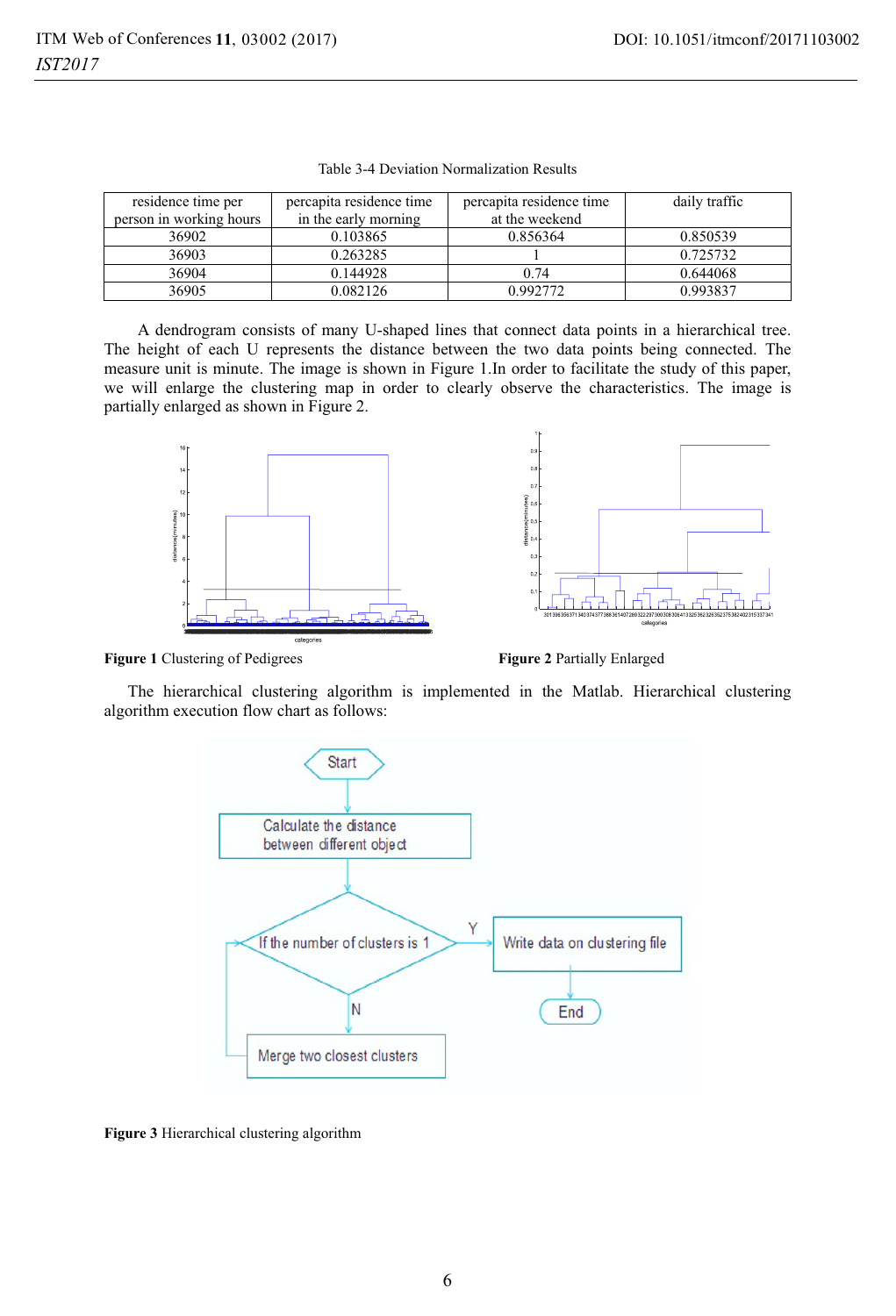Table 3-4 Deviation Normalization Results

| residence time per person in working hours | percapita residence time in the early morning | percapita residence time at the weekend | daily traffic |
|---|---|---|---|
| 36902 | 0.103865 | 0.856364 | 0.850539 |
| 36903 | 0.263285 | 1 | 0.725732 |
| 36904 | 0.144928 | 0.74 | 0.644068 |
| 36905 | 0.082126 | 0.992772 | 0.993837 |

A dendrogram consists of many U-shaped lines that connect data points in a hierarchical tree. The height of each U represents the distance between the two data points being connected. The measure unit is minute. The image is shown in Figure 1.In order to facilitate the study of this paper, we will enlarge the clustering map in order to clearly observe the characteristics. The image is partially enlarged as shown in Figure 2.

**Figure 1** Clustering of Pedigrees

**Figure 2** Partially Enlarged

The hierarchical clustering algorithm is implemented in the Matlab. Hierarchical clustering algorithm execution flow chart as follows:

**Figure 3** Hierarchical clustering algorithm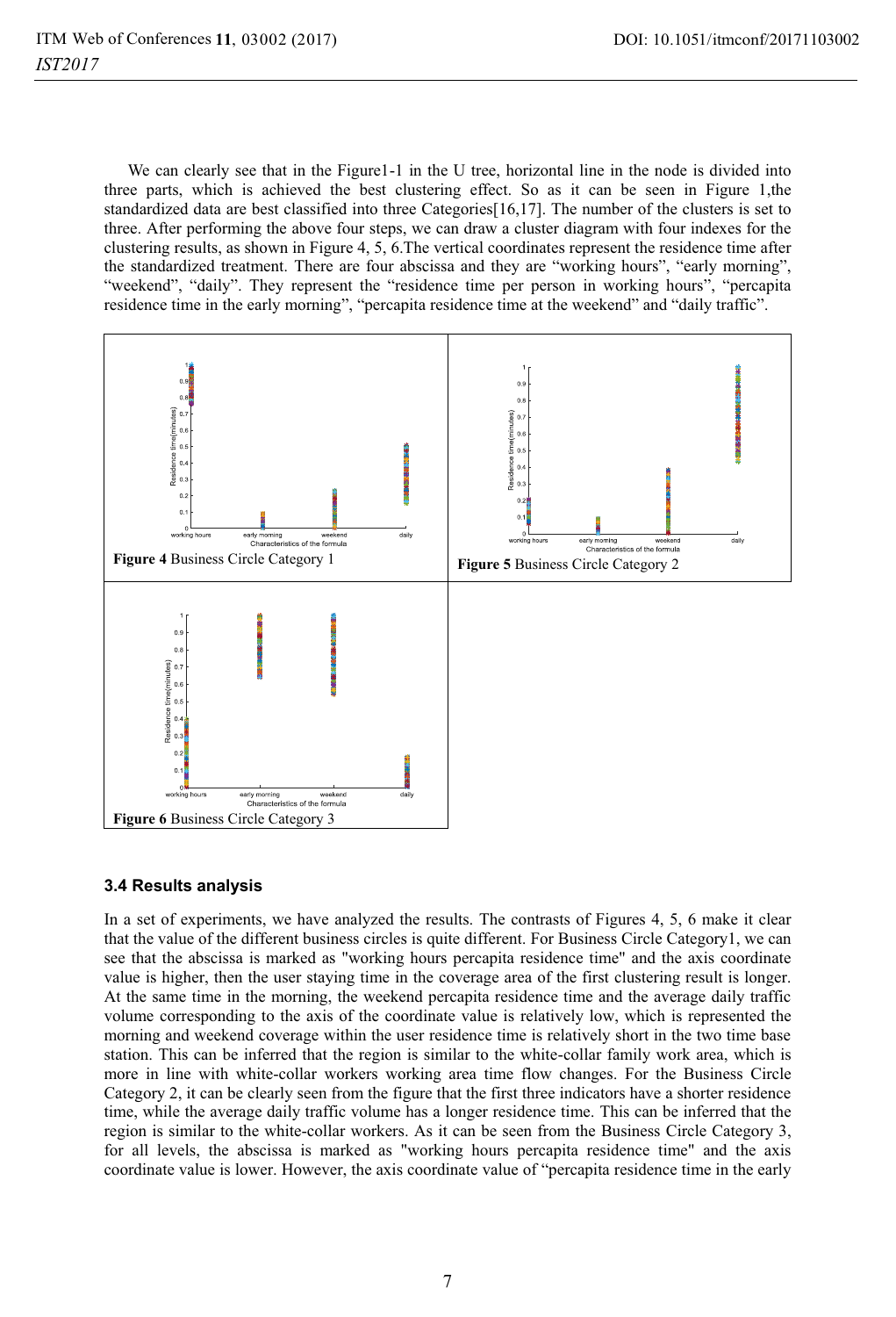We can clearly see that in the Figure1-1 in the U tree, horizontal line in the node is divided into three parts, which is achieved the best clustering effect. So as it can be seen in Figure 1,the standardized data are best classified into three Categories[16,17]. The number of the clusters is set to three. After performing the above four steps, we can draw a cluster diagram with four indexes for the clustering results, as shown in Figure 4, 5, 6.The vertical coordinates represent the residence time after the standardized treatment. There are four abscissa and they are "working hours", "early morning", "weekend", "daily". They represent the "residence time per person in working hours", "percapita residence time in the early morning", "percapita residence time at the weekend" and "daily traffic".

**Figure 4** Business Circle Category 1

**Figure 5** Business Circle Category 2

**Figure 6** Business Circle Category 3

### 3.4 Results analysis

In a set of experiments, we have analyzed the results. The contrasts of Figures 4, 5, 6 make it clear that the value of the different business circles is quite different. For Business Circle Category1, we can see that the abscissa is marked as "working hours percapita residence time" and the axis coordinate value is higher, then the user staying time in the coverage area of the first clustering result is longer. At the same time in the morning, the weekend percapita residence time and the average daily traffic volume corresponding to the axis of the coordinate value is relatively low, which is represented the morning and weekend coverage within the user residence time is relatively short in the two time base station. This can be inferred that the region is similar to the white-collar family work area, which is more in line with white-collar workers working area time flow changes. For the Business Circle Category 2, it can be clearly seen from the figure that the first three indicators have a shorter residence time, while the average daily traffic volume has a longer residence time. This can be inferred that the region is similar to the white-collar workers. As it can be seen from the Business Circle Category 3, for all levels, the abscissa is marked as "working hours percapita residence time" and the axis coordinate value is lower. However, the axis coordinate value of "percapita residence time in the early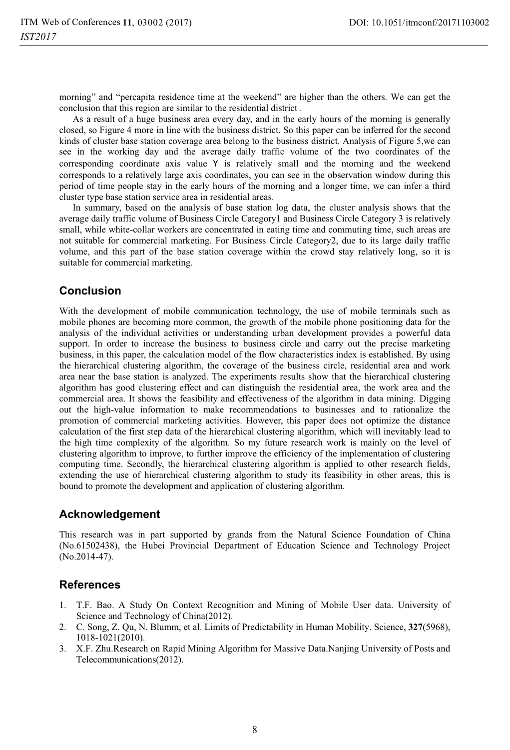morning" and "percapita residence time at the weekend" are higher than the others. We can get the conclusion that this region are similar to the residential district .

As a result of a huge business area every day, and in the early hours of the morning is generally closed, so Figure 4 more in line with the business district. So this paper can be inferred for the second kinds of cluster base station coverage area belong to the business district. Analysis of Figure 5,we can see in the working day and the average daily traffic volume of the two coordinates of the corresponding coordinate axis value Y is relatively small and the morning and the weekend corresponds to a relatively large axis coordinates, you can see in the observation window during this period of time people stay in the early hours of the morning and a longer time, we can infer a third cluster type base station service area in residential areas.

In summary, based on the analysis of base station log data, the cluster analysis shows that the average daily traffic volume of Business Circle Category1 and Business Circle Category 3 is relatively small, while white-collar workers are concentrated in eating time and commuting time, such areas are not suitable for commercial marketing. For Business Circle Category2, due to its large daily traffic volume, and this part of the base station coverage within the crowd stay relatively long, so it is suitable for commercial marketing.

## Conclusion

With the development of mobile communication technology, the use of mobile terminals such as mobile phones are becoming more common, the growth of the mobile phone positioning data for the analysis of the individual activities or understanding urban development provides a powerful data support. In order to increase the business to business circle and carry out the precise marketing business, in this paper, the calculation model of the flow characteristics index is established. By using the hierarchical clustering algorithm, the coverage of the business circle, residential area and work area near the base station is analyzed. The experiments results show that the hierarchical clustering algorithm has good clustering effect and can distinguish the residential area, the work area and the commercial area. It shows the feasibility and effectiveness of the algorithm in data mining. Digging out the high-value information to make recommendations to businesses and to rationalize the promotion of commercial marketing activities. However, this paper does not optimize the distance calculation of the first step data of the hierarchical clustering algorithm, which will inevitably lead to the high time complexity of the algorithm. So my future research work is mainly on the level of clustering algorithm to improve, to further improve the efficiency of the implementation of clustering computing time. Secondly, the hierarchical clustering algorithm is applied to other research fields, extending the use of hierarchical clustering algorithm to study its feasibility in other areas, this is bound to promote the development and application of clustering algorithm.

## Acknowledgement

This research was in part supported by grands from the Natural Science Foundation of China (No.61502438), the Hubei Provincial Department of Education Science and Technology Project (No.2014-47).

## References

1. T.F. Bao. A Study On Context Recognition and Mining of Mobile User data. University of Science and Technology of China(2012).
2. C. Song, Z. Qu, N. Blumm, et al. Limits of Predictability in Human Mobility. Science, **327**(5968), 1018-1021(2010).
3. X.F. Zhu.Research on Rapid Mining Algorithm for Massive Data.Nanjing University of Posts and Telecommunications(2012).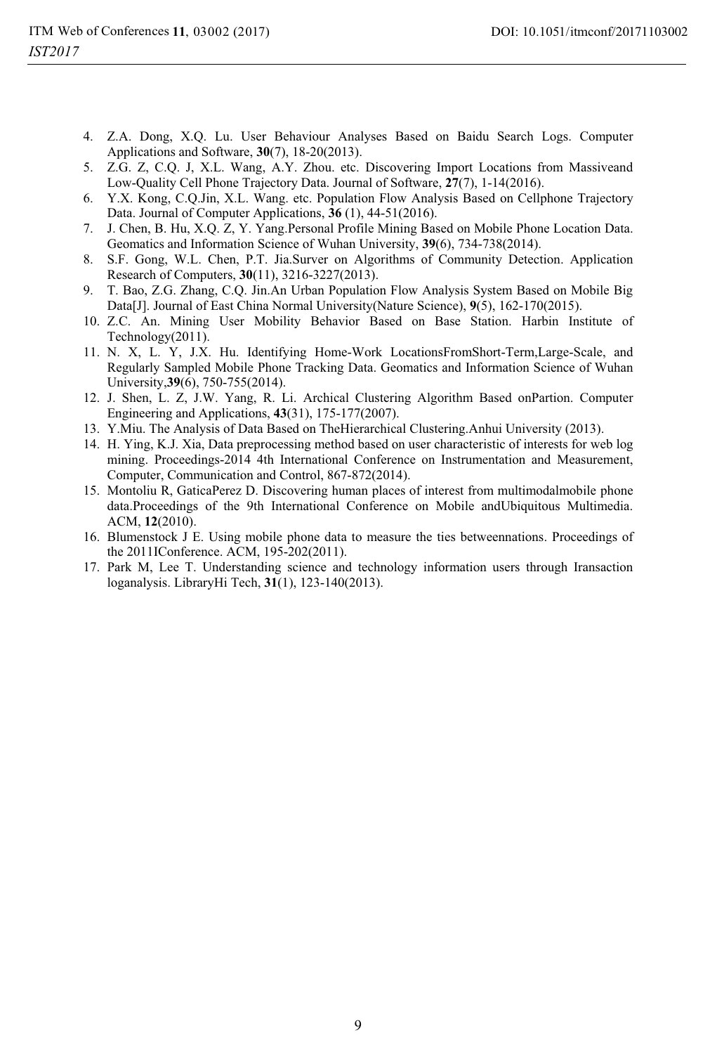4. Z.A. Dong, X.Q. Lu. User Behaviour Analyses Based on Baidu Search Logs. Computer Applications and Software, **30**(7), 18-20(2013).
5. Z.G. Z, C.Q. J, X.L. Wang, A.Y. Zhou. etc. Discovering Import Locations from Massiveand Low-Quality Cell Phone Trajectory Data. Journal of Software, **27**(7), 1-14(2016).
6. Y.X. Kong, C.Q.Jin, X.L. Wang. etc. Population Flow Analysis Based on Cellphone Trajectory Data. Journal of Computer Applications, **36** (1), 44-51(2016).
7. J. Chen, B. Hu, X.Q. Z, Y. Yang.Personal Profile Mining Based on Mobile Phone Location Data. Geomatics and Information Science of Wuhan University, **39**(6), 734-738(2014).
8. S.F. Gong, W.L. Chen, P.T. Jia.Surver on Algorithms of Community Detection. Application Research of Computers, **30**(11), 3216-3227(2013).
9. T. Bao, Z.G. Zhang, C.Q. Jin.An Urban Population Flow Analysis System Based on Mobile Big Data[J]. Journal of East China Normal University(Nature Science), **9**(5), 162-170(2015).
10. Z.C. An. Mining User Mobility Behavior Based on Base Station. Harbin Institute of Technology(2011).
11. N. X, L. Y, J.X. Hu. Identifying Home-Work LocationsFromShort-Term,Large-Scale, and Regularly Sampled Mobile Phone Tracking Data. Geomatics and Information Science of Wuhan University,**39**(6), 750-755(2014).
12. J. Shen, L. Z, J.W. Yang, R. Li. Archical Clustering Algorithm Based onPartion. Computer Engineering and Applications, **43**(31), 175-177(2007).
13. Y.Miu. The Analysis of Data Based on TheHierarchical Clustering.Anhui University (2013).
14. H. Ying, K.J. Xia, Data preprocessing method based on user characteristic of interests for web log mining. Proceedings-2014 4th International Conference on Instrumentation and Measurement, Computer, Communication and Control, 867-872(2014).
15. Montoliu R, GaticaPerez D. Discovering human places of interest from multimodalmobile phone data.Proceedings of the 9th International Conference on Mobile andUbiquitous Multimedia. ACM, **12**(2010).
16. Blumenstock J E. Using mobile phone data to measure the ties betweennations. Proceedings of the 2011IConference. ACM, 195-202(2011).
17. Park M, Lee T. Understanding science and technology information users through Iransaction loganalysis. LibraryHi Tech, **31**(1), 123-140(2013).